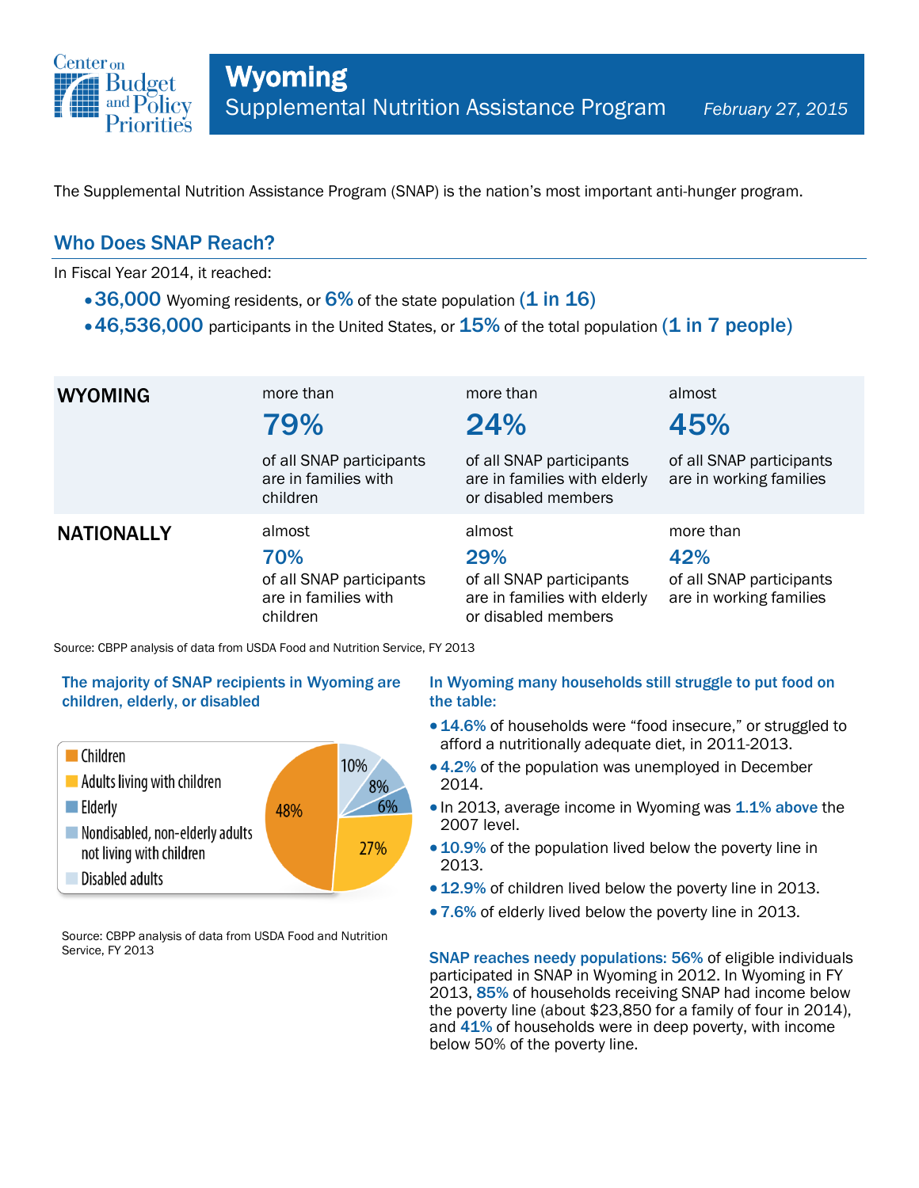# Wyoming

## Supplemental Nutrition Assistance Program

*February 27, 2015*

The Supplemental Nutrition Assistance Program (SNAP) is the nation's most important anti-hunger program.

## Who Does SNAP Reach?

In Fiscal Year 2014, it reached:

- **36,000** Wyoming residents, or **6%** of the state population **(1 in 16)**
- **46,536,000** participants in the United States, or **15%** of the total population **(1 in 7 people)**

| | | | |
|---|---|---|---|
| **WYOMING** | more than **79%** of all SNAP participants are in families with children | more than **24%** of all SNAP participants are in families with elderly or disabled members | almost **45%** of all SNAP participants are in working families |
| **NATIONALLY** | almost **70%** of all SNAP participants are in families with children | almost **29%** of all SNAP participants are in families with elderly or disabled members | more than **42%** of all SNAP participants are in working families |

Source: CBPP analysis of data from USDA Food and Nutrition Service, FY 2013

### The majority of SNAP recipients in Wyoming are children, elderly, or disabled

| Category | Share |
|---|---|
| Children | 48% |
| Adults living with children | 27% |
| Elderly | 6% |
| Nondisabled, non-elderly adults not living with children | 8% |
| Disabled adults | 10% |

Source: CBPP analysis of data from USDA Food and Nutrition Service, FY 2013

### In Wyoming many households still struggle to put food on the table:

- **14.6%** of households were "food insecure," or struggled to afford a nutritionally adequate diet, in 2011-2013.
- **4.2%** of the population was unemployed in December 2014.
- In 2013, average income in Wyoming was **1.1% above** the 2007 level.
- **10.9%** of the population lived below the poverty line in 2013.
- **12.9%** of children lived below the poverty line in 2013.
- **7.6%** of elderly lived below the poverty line in 2013.

**SNAP reaches needy populations: 56%** of eligible individuals participated in SNAP in Wyoming in 2012. In Wyoming in FY 2013, **85%** of households receiving SNAP had income below the poverty line (about $23,850 for a family of four in 2014), and **41%** of households were in deep poverty, with income below 50% of the poverty line.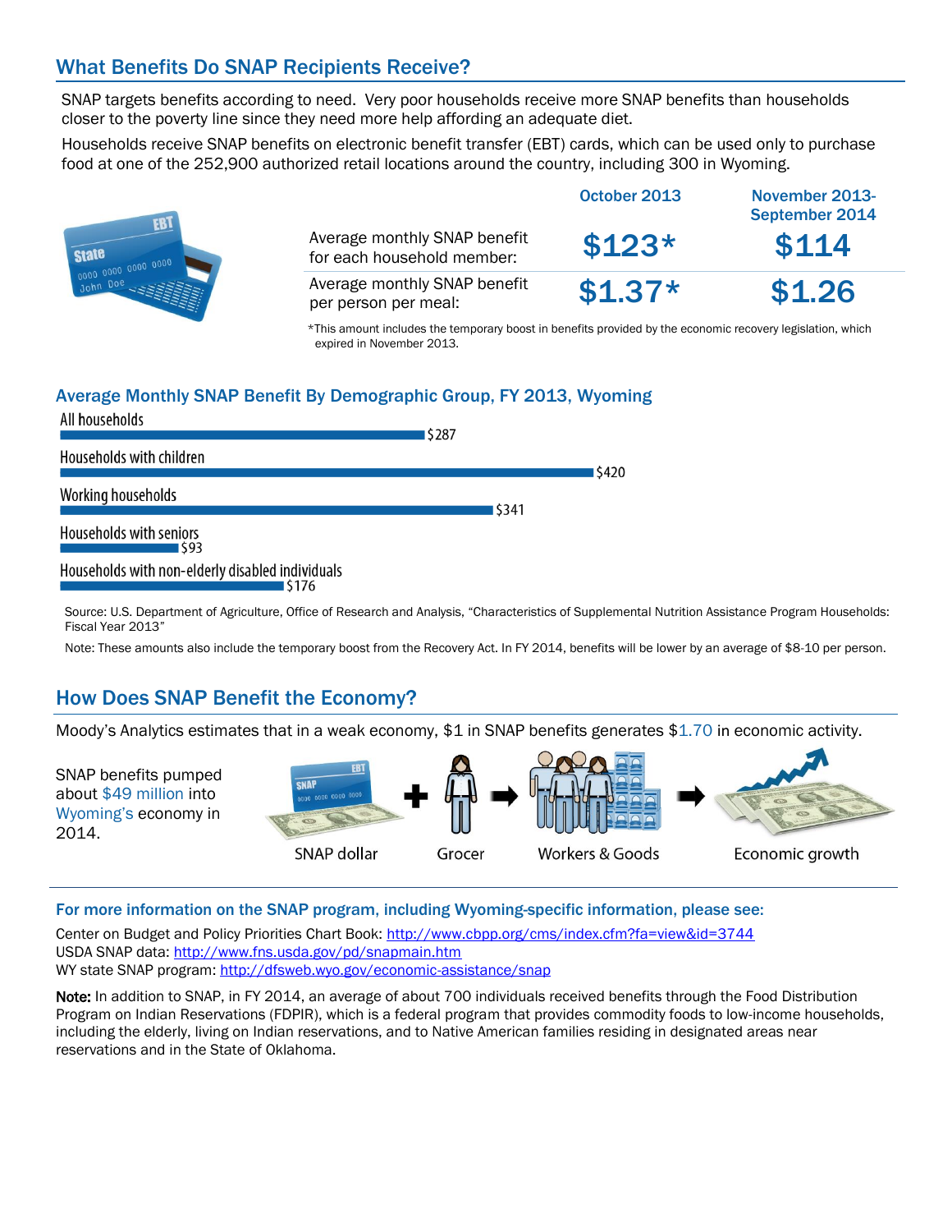## What Benefits Do SNAP Recipients Receive?

SNAP targets benefits according to need. Very poor households receive more SNAP benefits than households closer to the poverty line since they need more help affording an adequate diet.

Households receive SNAP benefits on electronic benefit transfer (EBT) cards, which can be used only to purchase food at one of the 252,900 authorized retail locations around the country, including 300 in Wyoming.

| | October 2013 | November 2013-September 2014 |
|---|---|---|
| Average monthly SNAP benefit for each household member: | $123* | $114 |
| Average monthly SNAP benefit per person per meal: | $1.37* | $1.26 |

*This amount includes the temporary boost in benefits provided by the economic recovery legislation, which expired in November 2013.

### Average Monthly SNAP Benefit By Demographic Group, FY 2013, Wyoming

All households
$287

Households with children
$420

Working households
$341

Households with seniors
$93

Households with non-elderly disabled individuals
$176

Source: U.S. Department of Agriculture, Office of Research and Analysis, "Characteristics of Supplemental Nutrition Assistance Program Households: Fiscal Year 2013"

Note: These amounts also include the temporary boost from the Recovery Act. In FY 2014, benefits will be lower by an average of $8-10 per person.

## How Does SNAP Benefit the Economy?

Moody's Analytics estimates that in a weak economy, $1 in SNAP benefits generates $1.70 in economic activity.

SNAP benefits pumped about $49 million into Wyoming's economy in 2014.

SNAP dollar + Grocer → Workers & Goods → Economic growth

### For more information on the SNAP program, including Wyoming-specific information, please see:

Center on Budget and Policy Priorities Chart Book: http://www.cbpp.org/cms/index.cfm?fa=view&id=3744
USDA SNAP data: http://www.fns.usda.gov/pd/snapmain.htm
WY state SNAP program: http://dfsweb.wyo.gov/economic-assistance/snap

**Note:** In addition to SNAP, in FY 2014, an average of about 700 individuals received benefits through the Food Distribution Program on Indian Reservations (FDPIR), which is a federal program that provides commodity foods to low-income households, including the elderly, living on Indian reservations, and to Native American families residing in designated areas near reservations and in the State of Oklahoma.